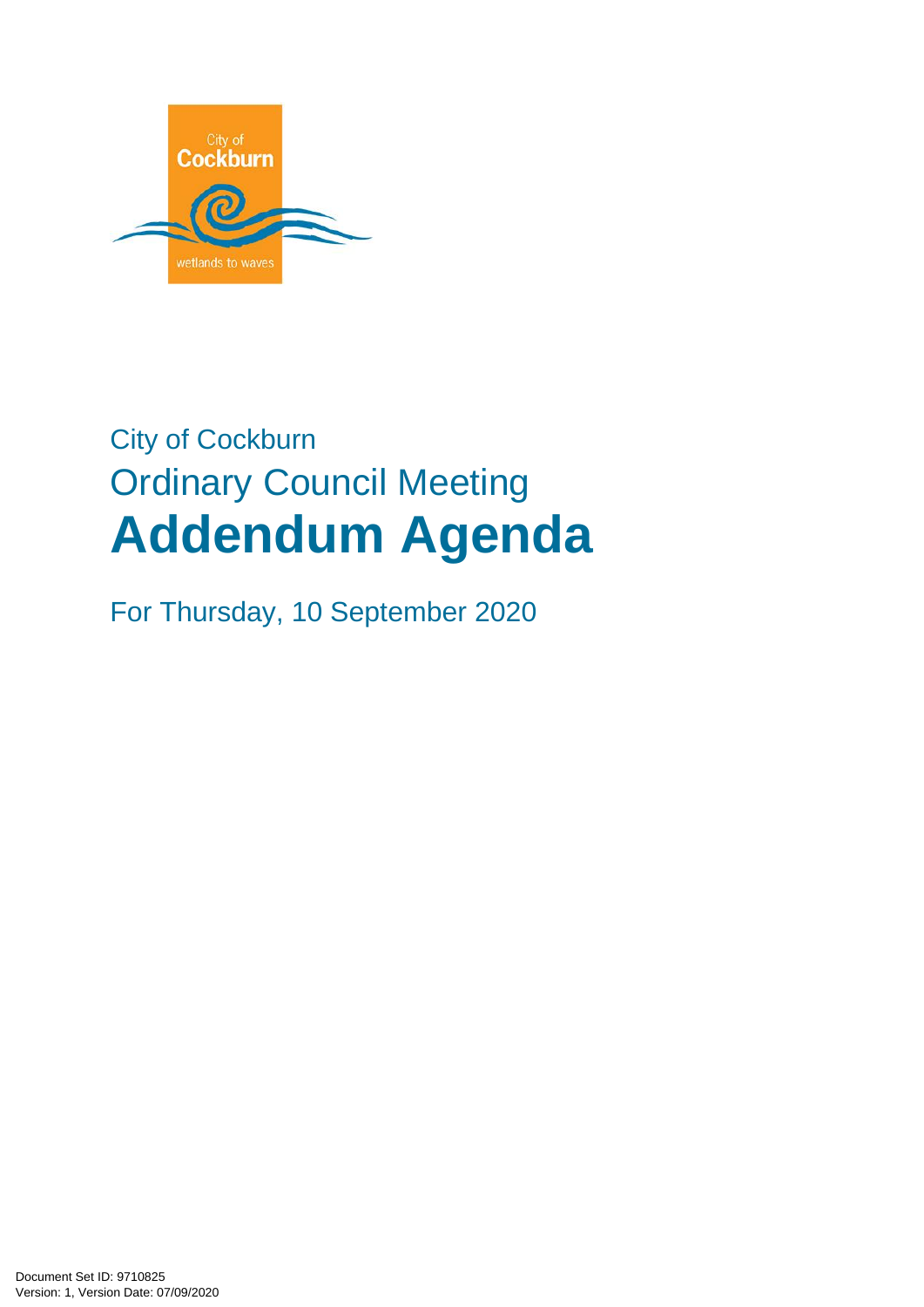City of Cockburn

Ordinary Council Meeting

# Addendum Agenda

For Thursday, 10 September 2020

Document Set ID: 9710825
Version: 1, Version Date: 07/09/2020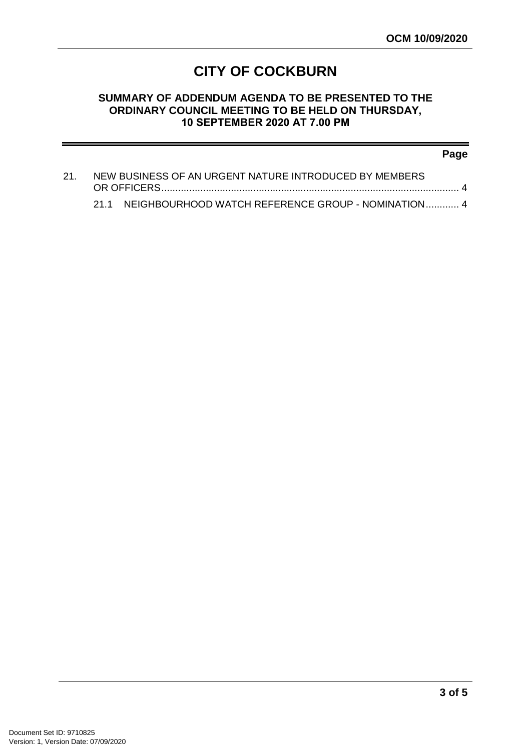# CITY OF COCKBURN

## SUMMARY OF ADDENDUM AGENDA TO BE PRESENTED TO THE ORDINARY COUNCIL MEETING TO BE HELD ON THURSDAY, 10 SEPTEMBER 2020 AT 7.00 PM

**Page**

21. NEW BUSINESS OF AN URGENT NATURE INTRODUCED BY MEMBERS OR OFFICERS.......................................................................................................... 4

    21.1 NEIGHBOURHOOD WATCH REFERENCE GROUP - NOMINATION............ 4

Document Set ID: 9710825
Version: 1, Version Date: 07/09/2020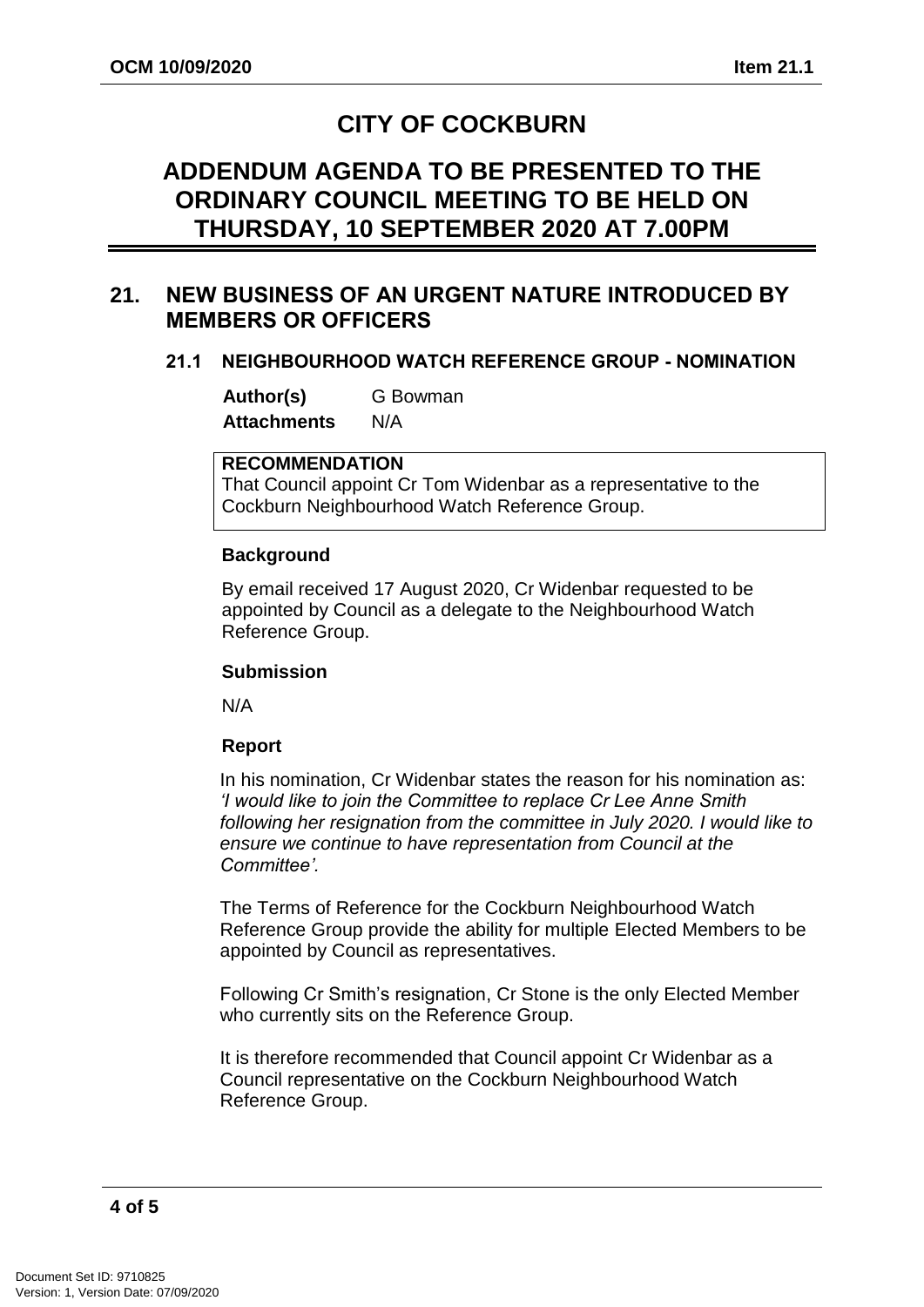# CITY OF COCKBURN

# ADDENDUM AGENDA TO BE PRESENTED TO THE ORDINARY COUNCIL MEETING TO BE HELD ON THURSDAY, 10 SEPTEMBER 2020 AT 7.00PM

## 21. NEW BUSINESS OF AN URGENT NATURE INTRODUCED BY MEMBERS OR OFFICERS

### 21.1 NEIGHBOURHOOD WATCH REFERENCE GROUP - NOMINATION

**Author(s)** G Bowman

**Attachments** N/A

**RECOMMENDATION**

That Council appoint Cr Tom Widenbar as a representative to the Cockburn Neighbourhood Watch Reference Group.

**Background**

By email received 17 August 2020, Cr Widenbar requested to be appointed by Council as a delegate to the Neighbourhood Watch Reference Group.

**Submission**

N/A

**Report**

In his nomination, Cr Widenbar states the reason for his nomination as: *'I would like to join the Committee to replace Cr Lee Anne Smith following her resignation from the committee in July 2020. I would like to ensure we continue to have representation from Council at the Committee'.*

The Terms of Reference for the Cockburn Neighbourhood Watch Reference Group provide the ability for multiple Elected Members to be appointed by Council as representatives.

Following Cr Smith's resignation, Cr Stone is the only Elected Member who currently sits on the Reference Group.

It is therefore recommended that Council appoint Cr Widenbar as a Council representative on the Cockburn Neighbourhood Watch Reference Group.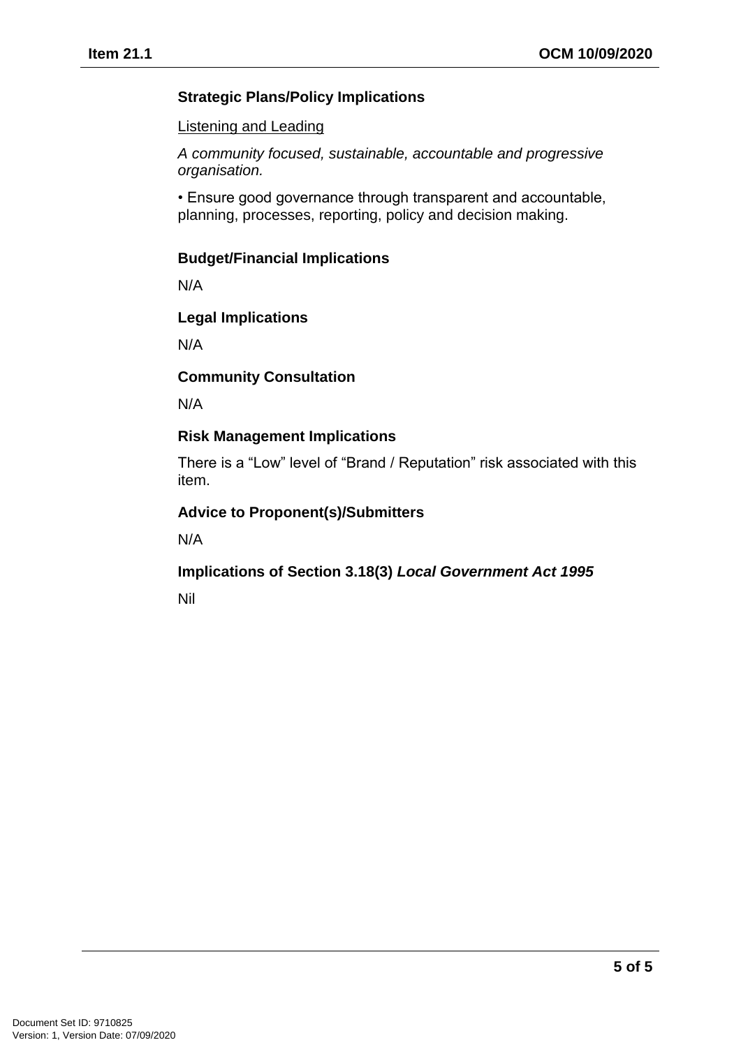### Strategic Plans/Policy Implications

Listening and Leading

*A community focused, sustainable, accountable and progressive organisation.*

• Ensure good governance through transparent and accountable, planning, processes, reporting, policy and decision making.

### Budget/Financial Implications

N/A

### Legal Implications

N/A

### Community Consultation

N/A

### Risk Management Implications

There is a "Low" level of "Brand / Reputation" risk associated with this item.

### Advice to Proponent(s)/Submitters

N/A

### Implications of Section 3.18(3) *Local Government Act 1995*

Nil